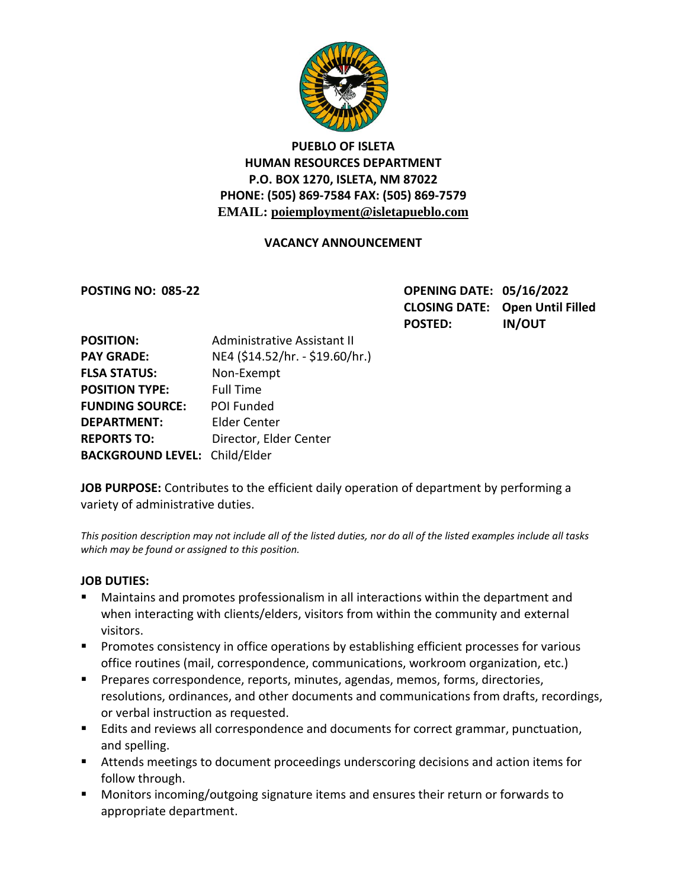**PUEBLO OF ISLETA**
**HUMAN RESOURCES DEPARTMENT**
**P.O. BOX 1270, ISLETA, NM 87022**
**PHONE: (505) 869-7584 FAX: (505) 869-7579**
**EMAIL: poiemployment@isletapueblo.com**

## VACANCY ANNOUNCEMENT

**POSTING NO: 085-22**

**OPENING DATE:** 05/16/2022
**CLOSING DATE:** Open Until Filled
**POSTED:** IN/OUT

**POSITION:** Administrative Assistant II
**PAY GRADE:** NE4 ($14.52/hr. - $19.60/hr.)
**FLSA STATUS:** Non-Exempt
**POSITION TYPE:** Full Time
**FUNDING SOURCE:** POI Funded
**DEPARTMENT:** Elder Center
**REPORTS TO:** Director, Elder Center
**BACKGROUND LEVEL:** Child/Elder

**JOB PURPOSE:** Contributes to the efficient daily operation of department by performing a variety of administrative duties.

*This position description may not include all of the listed duties, nor do all of the listed examples include all tasks which may be found or assigned to this position.*

**JOB DUTIES:**

- Maintains and promotes professionalism in all interactions within the department and when interacting with clients/elders, visitors from within the community and external visitors.
- Promotes consistency in office operations by establishing efficient processes for various office routines (mail, correspondence, communications, workroom organization, etc.)
- Prepares correspondence, reports, minutes, agendas, memos, forms, directories, resolutions, ordinances, and other documents and communications from drafts, recordings, or verbal instruction as requested.
- Edits and reviews all correspondence and documents for correct grammar, punctuation, and spelling.
- Attends meetings to document proceedings underscoring decisions and action items for follow through.
- Monitors incoming/outgoing signature items and ensures their return or forwards to appropriate department.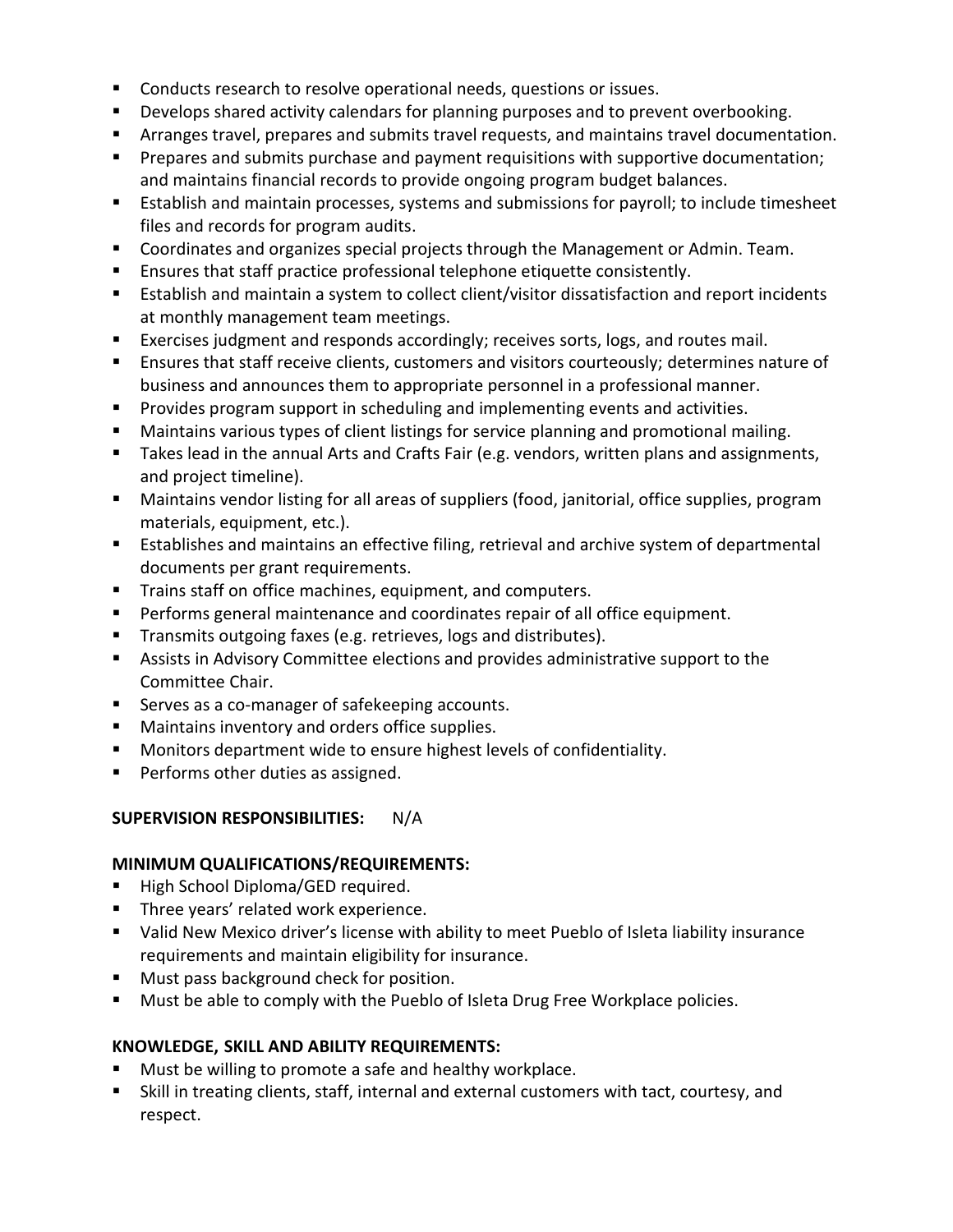- Conducts research to resolve operational needs, questions or issues.
- Develops shared activity calendars for planning purposes and to prevent overbooking.
- Arranges travel, prepares and submits travel requests, and maintains travel documentation.
- Prepares and submits purchase and payment requisitions with supportive documentation; and maintains financial records to provide ongoing program budget balances.
- Establish and maintain processes, systems and submissions for payroll; to include timesheet files and records for program audits.
- Coordinates and organizes special projects through the Management or Admin. Team.
- Ensures that staff practice professional telephone etiquette consistently.
- Establish and maintain a system to collect client/visitor dissatisfaction and report incidents at monthly management team meetings.
- Exercises judgment and responds accordingly; receives sorts, logs, and routes mail.
- Ensures that staff receive clients, customers and visitors courteously; determines nature of business and announces them to appropriate personnel in a professional manner.
- Provides program support in scheduling and implementing events and activities.
- Maintains various types of client listings for service planning and promotional mailing.
- Takes lead in the annual Arts and Crafts Fair (e.g. vendors, written plans and assignments, and project timeline).
- Maintains vendor listing for all areas of suppliers (food, janitorial, office supplies, program materials, equipment, etc.).
- Establishes and maintains an effective filing, retrieval and archive system of departmental documents per grant requirements.
- Trains staff on office machines, equipment, and computers.
- Performs general maintenance and coordinates repair of all office equipment.
- Transmits outgoing faxes (e.g. retrieves, logs and distributes).
- Assists in Advisory Committee elections and provides administrative support to the Committee Chair.
- Serves as a co-manager of safekeeping accounts.
- Maintains inventory and orders office supplies.
- Monitors department wide to ensure highest levels of confidentiality.
- Performs other duties as assigned.

**SUPERVISION RESPONSIBILITIES:** N/A

**MINIMUM QUALIFICATIONS/REQUIREMENTS:**

- High School Diploma/GED required.
- Three years' related work experience.
- Valid New Mexico driver's license with ability to meet Pueblo of Isleta liability insurance requirements and maintain eligibility for insurance.
- Must pass background check for position.
- Must be able to comply with the Pueblo of Isleta Drug Free Workplace policies.

**KNOWLEDGE, SKILL AND ABILITY REQUIREMENTS:**

- Must be willing to promote a safe and healthy workplace.
- Skill in treating clients, staff, internal and external customers with tact, courtesy, and respect.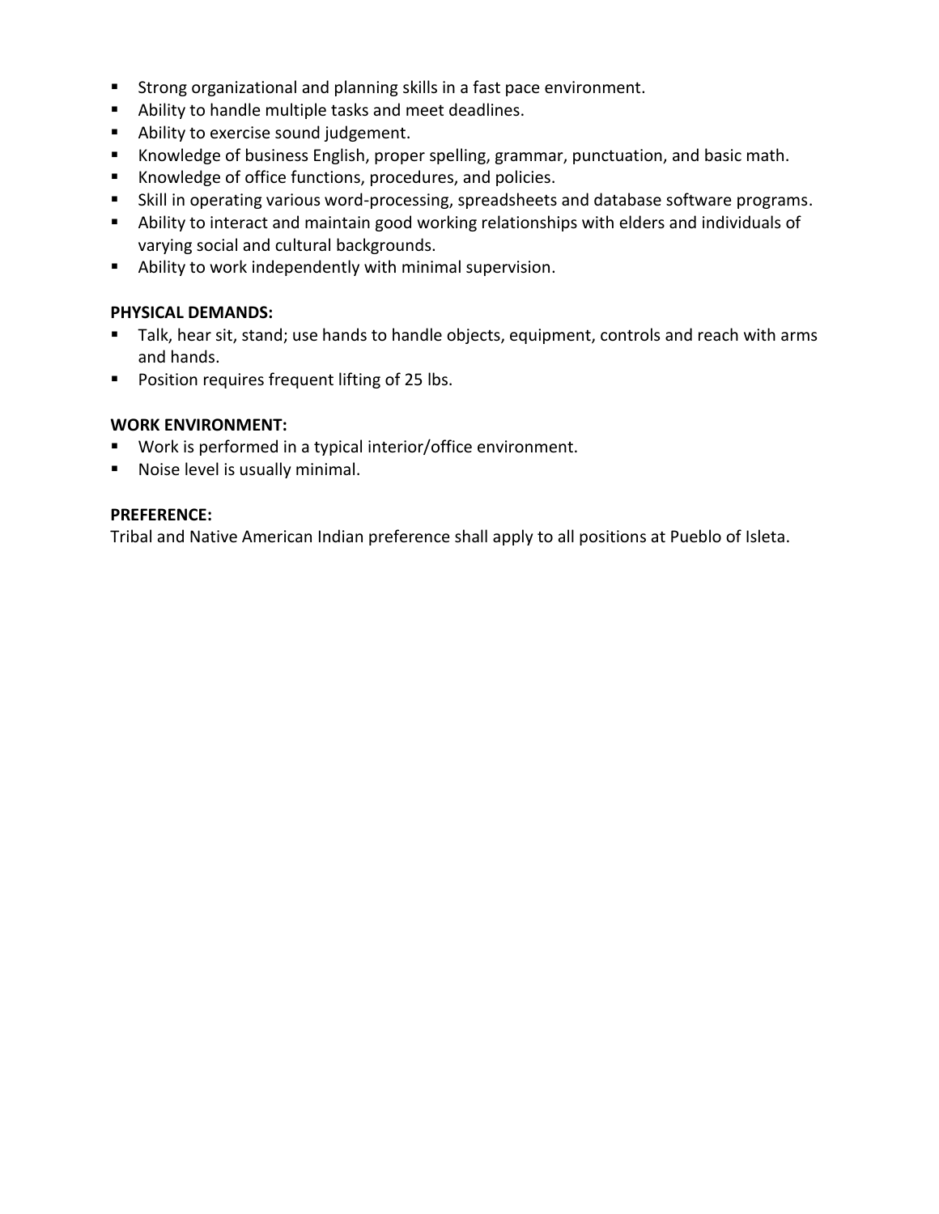- Strong organizational and planning skills in a fast pace environment.
- Ability to handle multiple tasks and meet deadlines.
- Ability to exercise sound judgement.
- Knowledge of business English, proper spelling, grammar, punctuation, and basic math.
- Knowledge of office functions, procedures, and policies.
- Skill in operating various word-processing, spreadsheets and database software programs.
- Ability to interact and maintain good working relationships with elders and individuals of varying social and cultural backgrounds.
- Ability to work independently with minimal supervision.

**PHYSICAL DEMANDS:**

- Talk, hear sit, stand; use hands to handle objects, equipment, controls and reach with arms and hands.
- Position requires frequent lifting of 25 lbs.

**WORK ENVIRONMENT:**

- Work is performed in a typical interior/office environment.
- Noise level is usually minimal.

**PREFERENCE:**

Tribal and Native American Indian preference shall apply to all positions at Pueblo of Isleta.